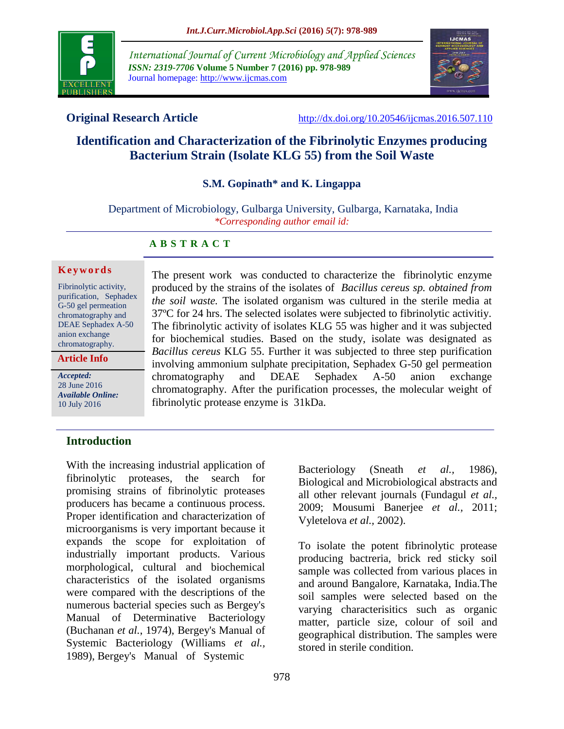**Original Research Article**

http://dx.doi.org/10.20546/ijcmas.2016.507.110

# Identification and Characterization of the Fibrinolytic Enzymes producing Bacterium Strain (Isolate KLG 55) from the Soil Waste

**S.M. Gopinath* and K. Lingappa**

Department of Microbiology, Gulbarga University, Gulbarga, Karnataka, India

*\*Corresponding author email id:*

## A B S T R A C T

**Keywords**

Fibrinolytic activity, purification, Sephadex G-50 gel permeation chromatography and DEAE Sephadex A-50 anion exchange chromatography.

**Article Info**

***Accepted:*** 28 June 2016

***Available Online:*** 10 July 2016

The present work was conducted to characterize the fibrinolytic enzyme produced by the strains of the isolates of *Bacillus cereus sp. obtained from the soil waste.* The isolated organism was cultured in the sterile media at 37ºC for 24 hrs. The selected isolates were subjected to fibrinolytic activitiy. The fibrinolytic activity of isolates KLG 55 was higher and it was subjected for biochemical studies. Based on the study, isolate was designated as *Bacillus cereus* KLG 55. Further it was subjected to three step purification involving ammonium sulphate precipitation, Sephadex G-50 gel permeation chromatography and DEAE Sephadex A-50 anion exchange chromatography. After the purification processes, the molecular weight of fibrinolytic protease enzyme is 31kDa.

## Introduction

With the increasing industrial application of fibrinolytic proteases, the search for promising strains of fibrinolytic proteases producers has became a continuous process. Proper identification and characterization of microorganisms is very important because it expands the scope for exploitation of industrially important products. Various morphological, cultural and biochemical characteristics of the isolated organisms were compared with the descriptions of the numerous bacterial species such as Bergey's Manual of Determinative Bacteriology (Buchanan *et al.*, 1974), Bergey's Manual of Systemic Bacteriology (Williams *et al.,* 1989), Bergey's Manual of Systemic Bacteriology (Sneath *et al.,* 1986), Biological and Microbiological abstracts and all other relevant journals (Fundagul *et al.,* 2009; Mousumi Banerjee *et al.,* 2011; Vyletelova *et al.,* 2002).

To isolate the potent fibrinolytic protease producing bactreria, brick red sticky soil sample was collected from various places in and around Bangalore, Karnataka, India.The soil samples were selected based on the varying characterisitics such as organic matter, particle size, colour of soil and geographical distribution. The samples were stored in sterile condition.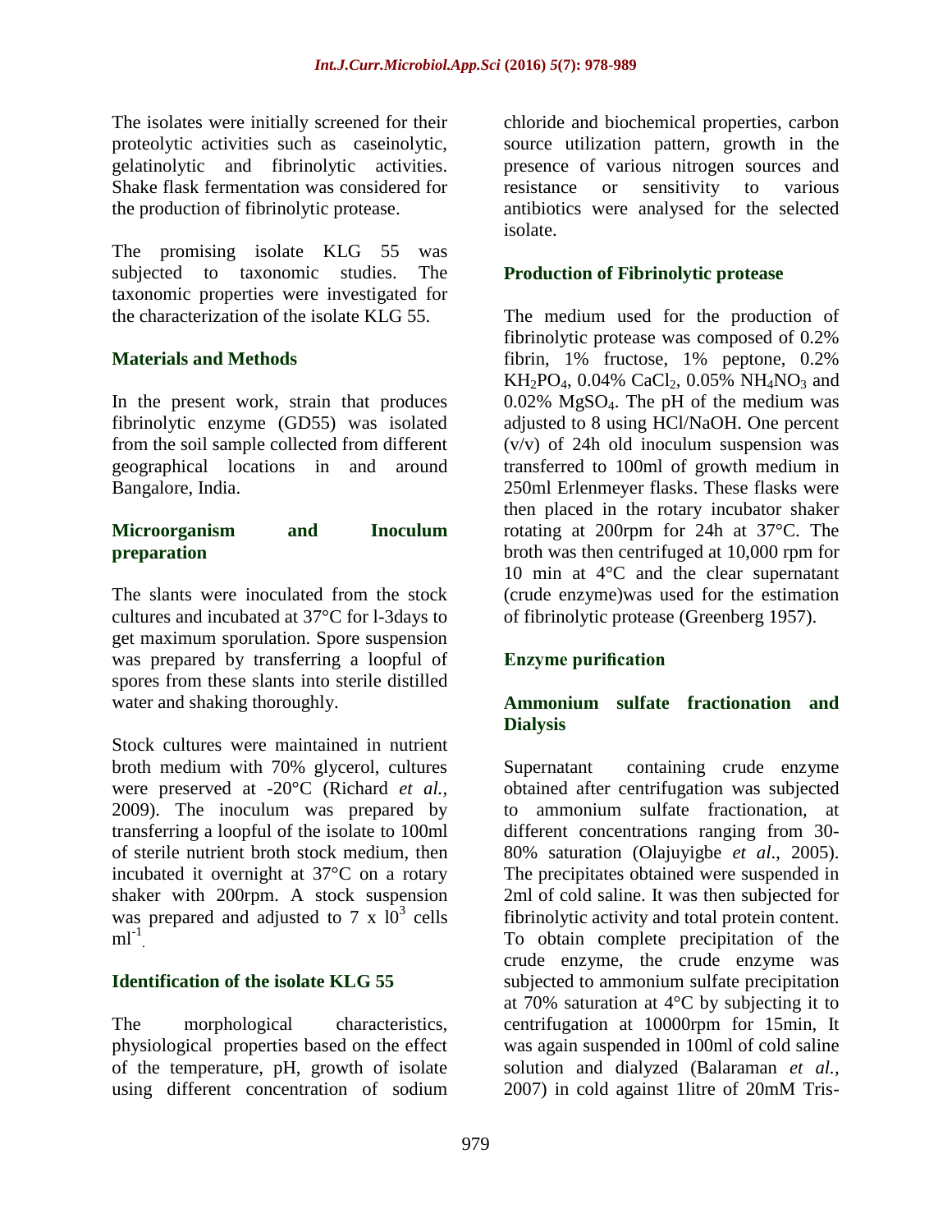The isolates were initially screened for their proteolytic activities such as caseinolytic, gelatinolytic and fibrinolytic activities. Shake flask fermentation was considered for the production of fibrinolytic protease.

The promising isolate KLG 55 was subjected to taxonomic studies. The taxonomic properties were investigated for the characterization of the isolate KLG 55.

## Materials and Methods

In the present work, strain that produces fibrinolytic enzyme (GD55) was isolated from the soil sample collected from different geographical locations in and around Bangalore, India.

### Microorganism and Inoculum preparation

The slants were inoculated from the stock cultures and incubated at 37°C for l-3days to get maximum sporulation. Spore suspension was prepared by transferring a loopful of spores from these slants into sterile distilled water and shaking thoroughly.

Stock cultures were maintained in nutrient broth medium with 70% glycerol, cultures were preserved at -20°C (Richard *et al.*, 2009). The inoculum was prepared by transferring a loopful of the isolate to 100ml of sterile nutrient broth stock medium, then incubated it overnight at 37°C on a rotary shaker with 200rpm. A stock suspension was prepared and adjusted to $7 \times 10^3$ cells $ml^{-1}$.

### Identification of the isolate KLG 55

The morphological characteristics, physiological properties based on the effect of the temperature, pH, growth of isolate using different concentration of sodium chloride and biochemical properties, carbon source utilization pattern, growth in the presence of various nitrogen sources and resistance or sensitivity to various antibiotics were analysed for the selected isolate.

### Production of Fibrinolytic protease

The medium used for the production of fibrinolytic protease was composed of 0.2% fibrin, 1% fructose, 1% peptone, 0.2% $KH_2PO_4$, 0.04% $CaCl_2$, 0.05% $NH_4NO_3$ and 0.02% $MgSO_4$. The pH of the medium was adjusted to 8 using HCl/NaOH. One percent (v/v) of 24h old inoculum suspension was transferred to 100ml of growth medium in 250ml Erlenmeyer flasks. These flasks were then placed in the rotary incubator shaker rotating at 200rpm for 24h at 37°C. The broth was then centrifuged at 10,000 rpm for 10 min at 4°C and the clear supernatant (crude enzyme)was used for the estimation of fibrinolytic protease (Greenberg 1957).

### Enzyme purification

### Ammonium sulfate fractionation and Dialysis

Supernatant containing crude enzyme obtained after centrifugation was subjected to ammonium sulfate fractionation, at different concentrations ranging from 30-80% saturation (Olajuyigbe *et al.*, 2005). The precipitates obtained were suspended in 2ml of cold saline. It was then subjected for fibrinolytic activity and total protein content. To obtain complete precipitation of the crude enzyme, the crude enzyme was subjected to ammonium sulfate precipitation at 70% saturation at 4°C by subjecting it to centrifugation at 10000rpm for 15min, It was again suspended in 100ml of cold saline solution and dialyzed (Balaraman *et al.*, 2007) in cold against 1litre of 20mM Tris-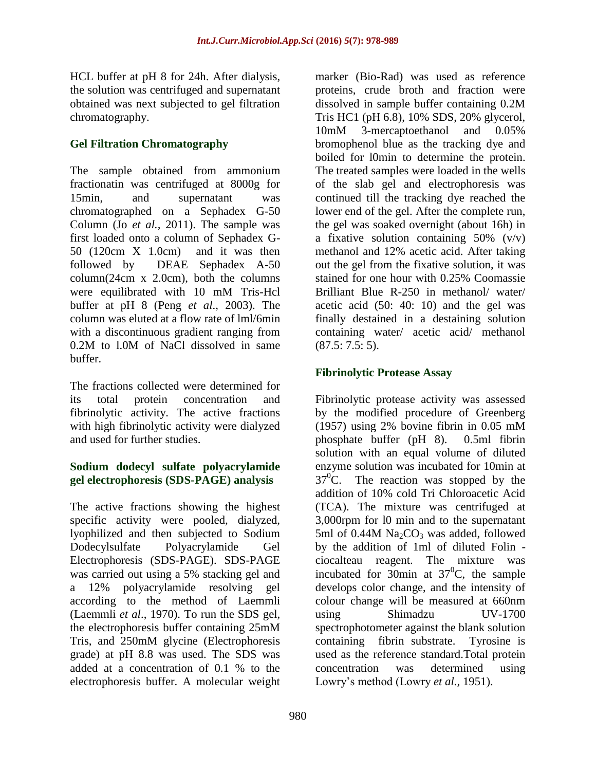HCL buffer at pH 8 for 24h. After dialysis, the solution was centrifuged and supernatant obtained was next subjected to gel filtration chromatography.

### Gel Filtration Chromatography

The sample obtained from ammonium fractionatin was centrifuged at 8000g for 15min, and supernatant was chromatographed on a Sephadex G-50 Column (Jo *et al.,* 2011). The sample was first loaded onto a column of Sephadex G-50 (120cm X 1.0cm) and it was then followed by DEAE Sephadex A-50 column(24cm x 2.0cm), both the columns were equilibrated with 10 mM Tris-Hcl buffer at pH 8 (Peng *et al*., 2003). The column was eluted at a flow rate of lml/6min with a discontinuous gradient ranging from 0.2M to l.0M of NaCl dissolved in same buffer.

The fractions collected were determined for its total protein concentration and fibrinolytic activity. The active fractions with high fibrinolytic activity were dialyzed and used for further studies.

### Sodium dodecyl sulfate polyacrylamide gel electrophoresis (SDS-PAGE) analysis

The active fractions showing the highest specific activity were pooled, dialyzed, lyophilized and then subjected to Sodium Dodecylsulfate Polyacrylamide Gel Electrophoresis (SDS-PAGE). SDS-PAGE was carried out using a 5% stacking gel and a 12% polyacrylamide resolving gel according to the method of Laemmli (Laemmli *et al*., 1970). To run the SDS gel, the electrophoresis buffer containing 25mM Tris, and 250mM glycine (Electrophoresis grade) at pH 8.8 was used. The SDS was added at a concentration of 0.1 % to the electrophoresis buffer. A molecular weight marker (Bio-Rad) was used as reference proteins, crude broth and fraction were dissolved in sample buffer containing 0.2M Tris HC1 (pH 6.8), 10% SDS, 20% glycerol, 10mM 3-mercaptoethanol and 0.05% bromophenol blue as the tracking dye and boiled for l0min to determine the protein. The treated samples were loaded in the wells of the slab gel and electrophoresis was continued till the tracking dye reached the lower end of the gel. After the complete run, the gel was soaked overnight (about 16h) in a fixative solution containing 50% (v/v) methanol and 12% acetic acid. After taking out the gel from the fixative solution, it was stained for one hour with 0.25% Coomassie Brilliant Blue R-250 in methanol/ water/ acetic acid (50: 40: 10) and the gel was finally destained in a destaining solution containing water/ acetic acid/ methanol (87.5: 7.5: 5).

### Fibrinolytic Protease Assay

Fibrinolytic protease activity was assessed by the modified procedure of Greenberg (1957) using 2% bovine fibrin in 0.05 mM phosphate buffer (pH 8). 0.5ml fibrin solution with an equal volume of diluted enzyme solution was incubated for 10min at $37^0$C. The reaction was stopped by the addition of 10% cold Tri Chloroacetic Acid (TCA). The mixture was centrifuged at 3,000rpm for l0 min and to the supernatant 5ml of 0.44M $Na_2CO_3$ was added, followed by the addition of 1ml of diluted Folin - ciocalteau reagent. The mixture was incubated for 30min at $37^0$C, the sample develops color change, and the intensity of colour change will be measured at 660nm using Shimadzu UV-1700 spectrophotometer against the blank solution containing fibrin substrate. Tyrosine is used as the reference standard.Total protein concentration was determined using Lowry's method (Lowry *et al.,* 1951).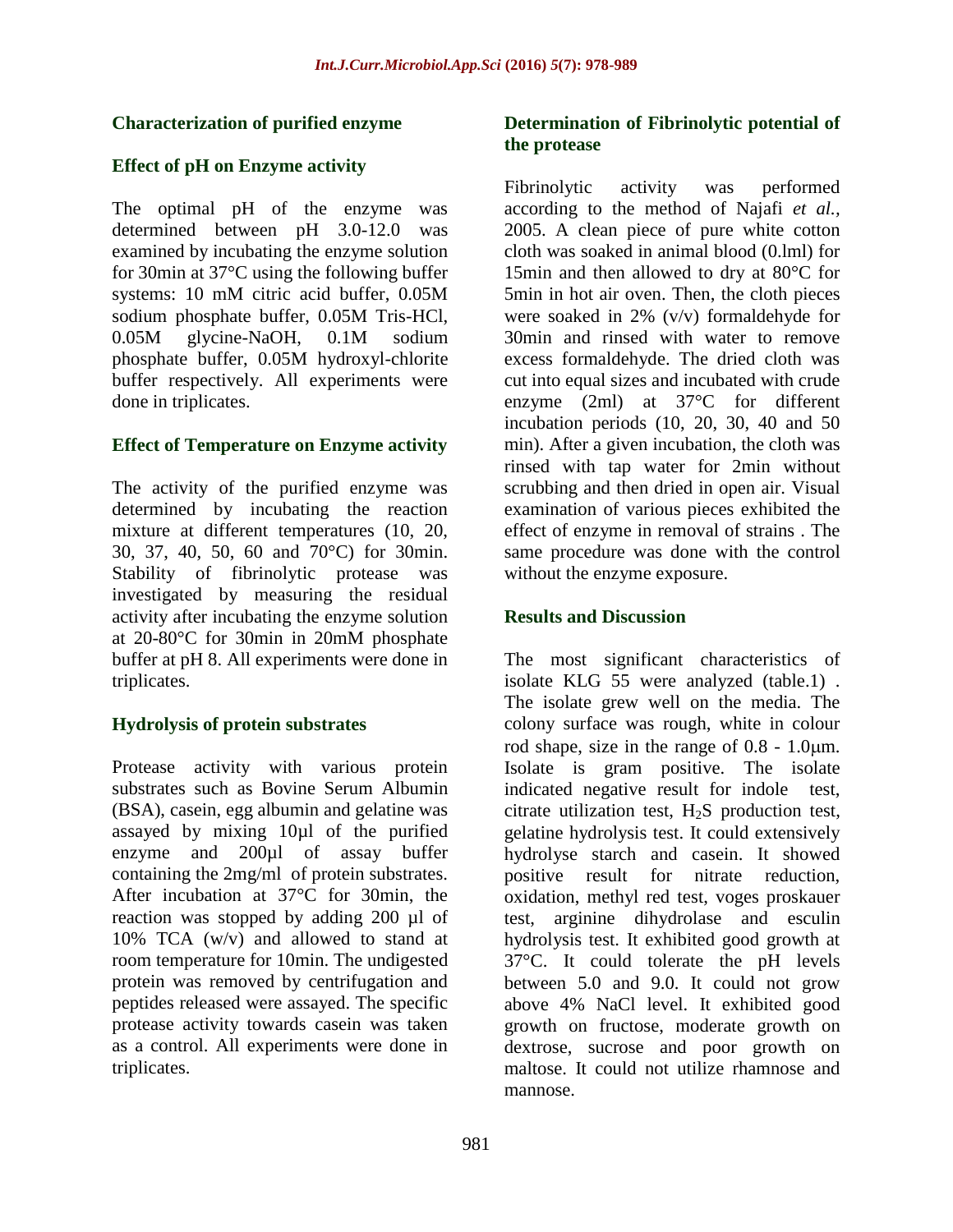### Characterization of purified enzyme

### Effect of pH on Enzyme activity

The optimal pH of the enzyme was determined between pH 3.0-12.0 was examined by incubating the enzyme solution for 30min at 37°C using the following buffer systems: 10 mM citric acid buffer, 0.05M sodium phosphate buffer, 0.05M Tris-HCl, 0.05M glycine-NaOH, 0.1M sodium phosphate buffer, 0.05M hydroxyl-chlorite buffer respectively. All experiments were done in triplicates.

### Effect of Temperature on Enzyme activity

The activity of the purified enzyme was determined by incubating the reaction mixture at different temperatures (10, 20, 30, 37, 40, 50, 60 and 70°C) for 30min. Stability of fibrinolytic protease was investigated by measuring the residual activity after incubating the enzyme solution at 20-80°C for 30min in 20mM phosphate buffer at pH 8. All experiments were done in triplicates.

### Hydrolysis of protein substrates

Protease activity with various protein substrates such as Bovine Serum Albumin (BSA), casein, egg albumin and gelatine was assayed by mixing 10µl of the purified enzyme and 200µl of assay buffer containing the 2mg/ml of protein substrates. After incubation at 37°C for 30min, the reaction was stopped by adding 200 µl of 10% TCA (w/v) and allowed to stand at room temperature for 10min. The undigested protein was removed by centrifugation and peptides released were assayed. The specific protease activity towards casein was taken as a control. All experiments were done in triplicates.

### Determination of Fibrinolytic potential of the protease

Fibrinolytic activity was performed according to the method of Najafi *et al.,* 2005. A clean piece of pure white cotton cloth was soaked in animal blood (0.lml) for 15min and then allowed to dry at 80°C for 5min in hot air oven. Then, the cloth pieces were soaked in 2% (v/v) formaldehyde for 30min and rinsed with water to remove excess formaldehyde. The dried cloth was cut into equal sizes and incubated with crude enzyme (2ml) at 37°C for different incubation periods (10, 20, 30, 40 and 50 min). After a given incubation, the cloth was rinsed with tap water for 2min without scrubbing and then dried in open air. Visual examination of various pieces exhibited the effect of enzyme in removal of strains . The same procedure was done with the control without the enzyme exposure.

## Results and Discussion

The most significant characteristics of isolate KLG 55 were analyzed (table.1) . The isolate grew well on the media. The colony surface was rough, white in colour rod shape, size in the range of 0.8 - 1.0µm. Isolate is gram positive. The isolate indicated negative result for indole test, citrate utilization test, $H_2S$ production test, gelatine hydrolysis test. It could extensively hydrolyse starch and casein. It showed positive result for nitrate reduction, oxidation, methyl red test, voges proskauer test, arginine dihydrolase and esculin hydrolysis test. It exhibited good growth at 37°C. It could tolerate the pH levels between 5.0 and 9.0. It could not grow above 4% NaCl level. It exhibited good growth on fructose, moderate growth on dextrose, sucrose and poor growth on maltose. It could not utilize rhamnose and mannose.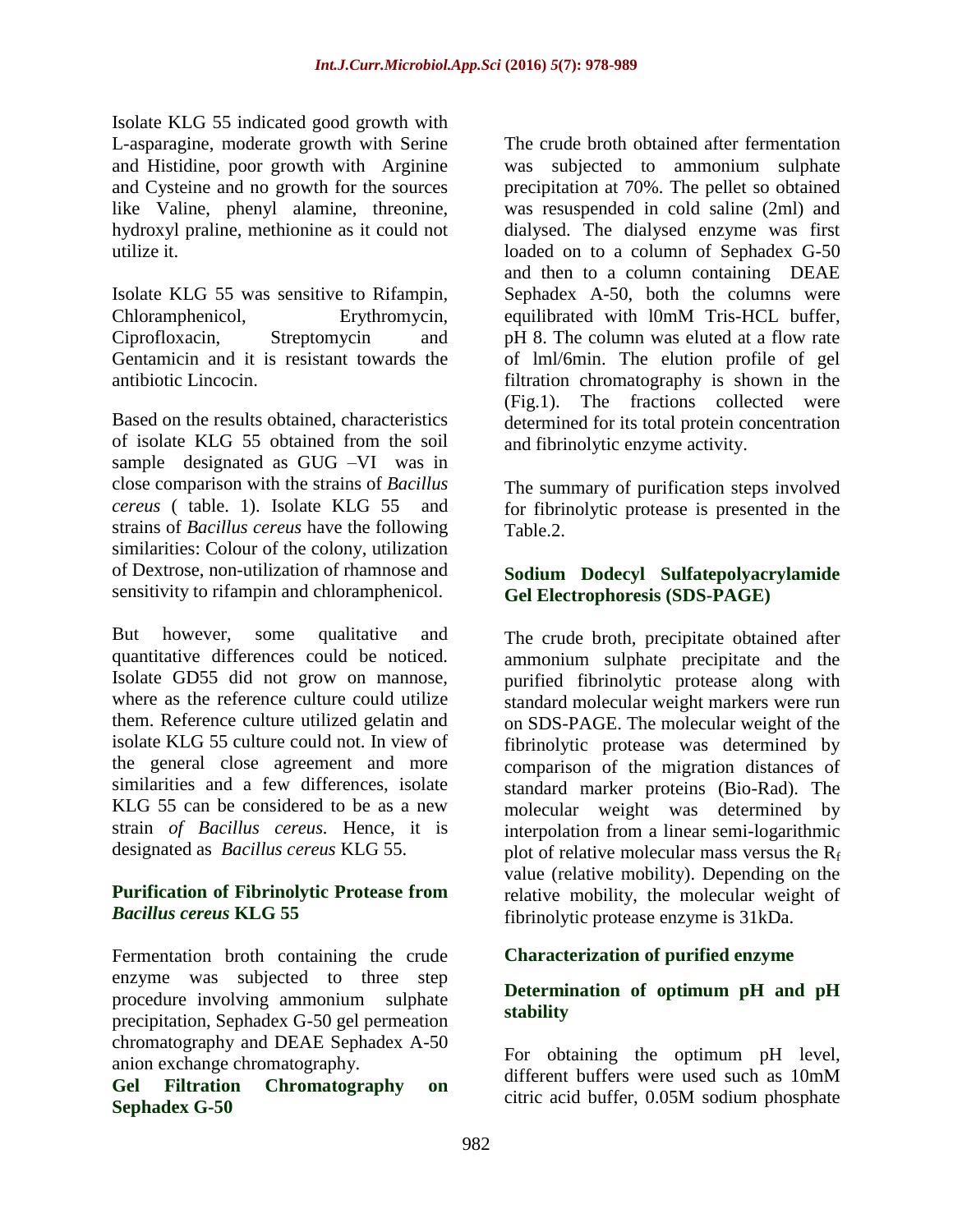Isolate KLG 55 indicated good growth with L-asparagine, moderate growth with Serine and Histidine, poor growth with Arginine and Cysteine and no growth for the sources like Valine, phenyl alamine, threonine, hydroxyl praline, methionine as it could not utilize it.

Isolate KLG 55 was sensitive to Rifampin, Chloramphenicol, Erythromycin, Ciprofloxacin, Streptomycin and Gentamicin and it is resistant towards the antibiotic Lincocin.

Based on the results obtained, characteristics of isolate KLG 55 obtained from the soil sample designated as GUG –VI was in close comparison with the strains of *Bacillus cereus* ( table. 1). Isolate KLG 55 and strains of *Bacillus cereus* have the following similarities: Colour of the colony, utilization of Dextrose, non-utilization of rhamnose and sensitivity to rifampin and chloramphenicol.

But however, some qualitative and quantitative differences could be noticed. Isolate GD55 did not grow on mannose, where as the reference culture could utilize them. Reference culture utilized gelatin and isolate KLG 55 culture could not. In view of the general close agreement and more similarities and a few differences, isolate KLG 55 can be considered to be as a new strain *of Bacillus cereus.* Hence, it is designated as *Bacillus cereus* KLG 55.

### Purification of Fibrinolytic Protease from *Bacillus cereus* KLG 55

Fermentation broth containing the crude enzyme was subjected to three step procedure involving ammonium sulphate precipitation, Sephadex G-50 gel permeation chromatography and DEAE Sephadex A-50 anion exchange chromatography.

### Gel Filtration Chromatography on Sephadex G-50

The crude broth obtained after fermentation was subjected to ammonium sulphate precipitation at 70%. The pellet so obtained was resuspended in cold saline (2ml) and dialysed. The dialysed enzyme was first loaded on to a column of Sephadex G-50 and then to a column containing DEAE Sephadex A-50, both the columns were equilibrated with l0mM Tris-HCL buffer, pH 8. The column was eluted at a flow rate of lml/6min. The elution profile of gel filtration chromatography is shown in the (Fig.1). The fractions collected were determined for its total protein concentration and fibrinolytic enzyme activity.

The summary of purification steps involved for fibrinolytic protease is presented in the Table.2.

### Sodium Dodecyl Sulfatepolyacrylamide Gel Electrophoresis (SDS-PAGE)

The crude broth, precipitate obtained after ammonium sulphate precipitate and the purified fibrinolytic protease along with standard molecular weight markers were run on SDS-PAGE. The molecular weight of the fibrinolytic protease was determined by comparison of the migration distances of standard marker proteins (Bio-Rad). The molecular weight was determined by interpolation from a linear semi-logarithmic plot of relative molecular mass versus the $R_f$ value (relative mobility). Depending on the relative mobility, the molecular weight of fibrinolytic protease enzyme is 31kDa.

### Characterization of purified enzyme

### Determination of optimum pH and pH stability

For obtaining the optimum pH level, different buffers were used such as 10mM citric acid buffer, 0.05M sodium phosphate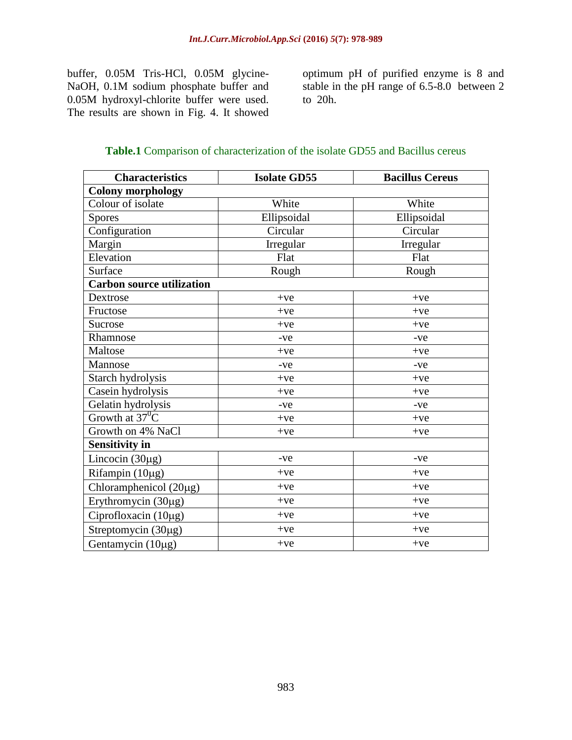buffer, 0.05M Tris-HCl, 0.05M glycine-NaOH, 0.1M sodium phosphate buffer and 0.05M hydroxyl-chlorite buffer were used. The results are shown in Fig. 4. It showed optimum pH of purified enzyme is 8 and stable in the pH range of 6.5-8.0 between 2 to 20h.

**Table.1** Comparison of characterization of the isolate GD55 and Bacillus cereus

| Characteristics | Isolate GD55 | Bacillus Cereus |
|---|---|---|
| **Colony morphology** | | |
| Colour of isolate | White | White |
| Spores | Ellipsoidal | Ellipsoidal |
| Configuration | Circular | Circular |
| Margin | Irregular | Irregular |
| Elevation | Flat | Flat |
| Surface | Rough | Rough |
| **Carbon source utilization** | | |
| Dextrose | +ve | +ve |
| Fructose | +ve | +ve |
| Sucrose | +ve | +ve |
| Rhamnose | -ve | -ve |
| Maltose | +ve | +ve |
| Mannose | -ve | -ve |
| Starch hydrolysis | +ve | +ve |
| Casein hydrolysis | +ve | +ve |
| Gelatin hydrolysis | -ve | -ve |
| Growth at $37^0$C | +ve | +ve |
| Growth on 4% NaCl | +ve | +ve |
| **Sensitivity in** | | |
| Lincocin (30µg) | -ve | -ve |
| Rifampin (10µg) | +ve | +ve |
| Chloramphenicol (20µg) | +ve | +ve |
| Erythromycin (30µg) | +ve | +ve |
| Ciprofloxacin (10µg) | +ve | +ve |
| Streptomycin (30µg) | +ve | +ve |
| Gentamycin (10µg) | +ve | +ve |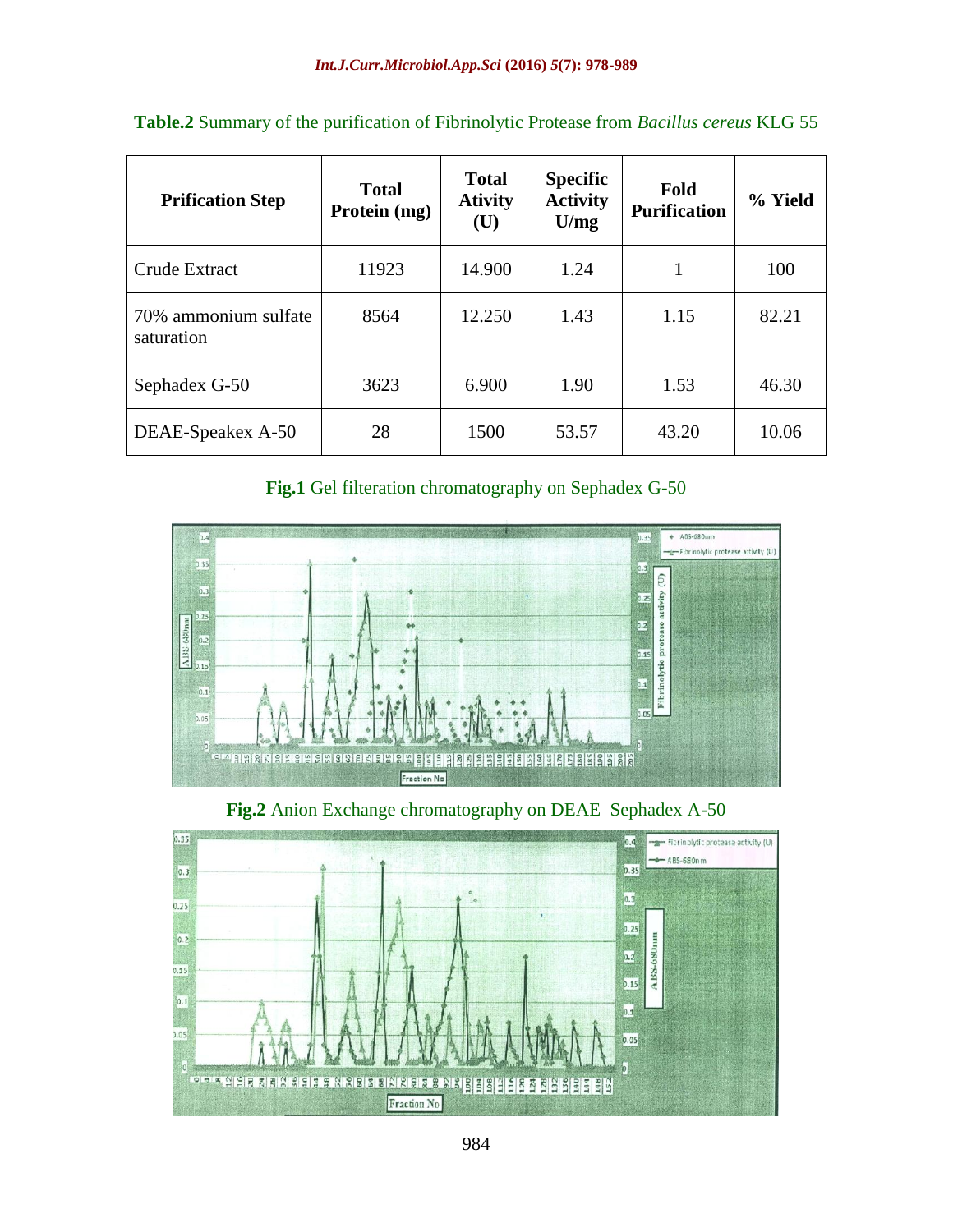**Table.2** Summary of the purification of Fibrinolytic Protease from *Bacillus cereus* KLG 55

| Prification Step | Total Protein (mg) | Total Ativity (U) | Specific Activity U/mg | Fold Purification | % Yield |
|---|---|---|---|---|---|
| Crude Extract | 11923 | 14.900 | 1.24 | 1 | 100 |
| 70% ammonium sulfate saturation | 8564 | 12.250 | 1.43 | 1.15 | 82.21 |
| Sephadex G-50 | 3623 | 6.900 | 1.90 | 1.53 | 46.30 |
| DEAE-Speakex A-50 | 28 | 1500 | 53.57 | 43.20 | 10.06 |

**Fig.1** Gel filteration chromatography on Sephadex G-50

**Fig.2** Anion Exchange chromatography on DEAE Sephadex A-50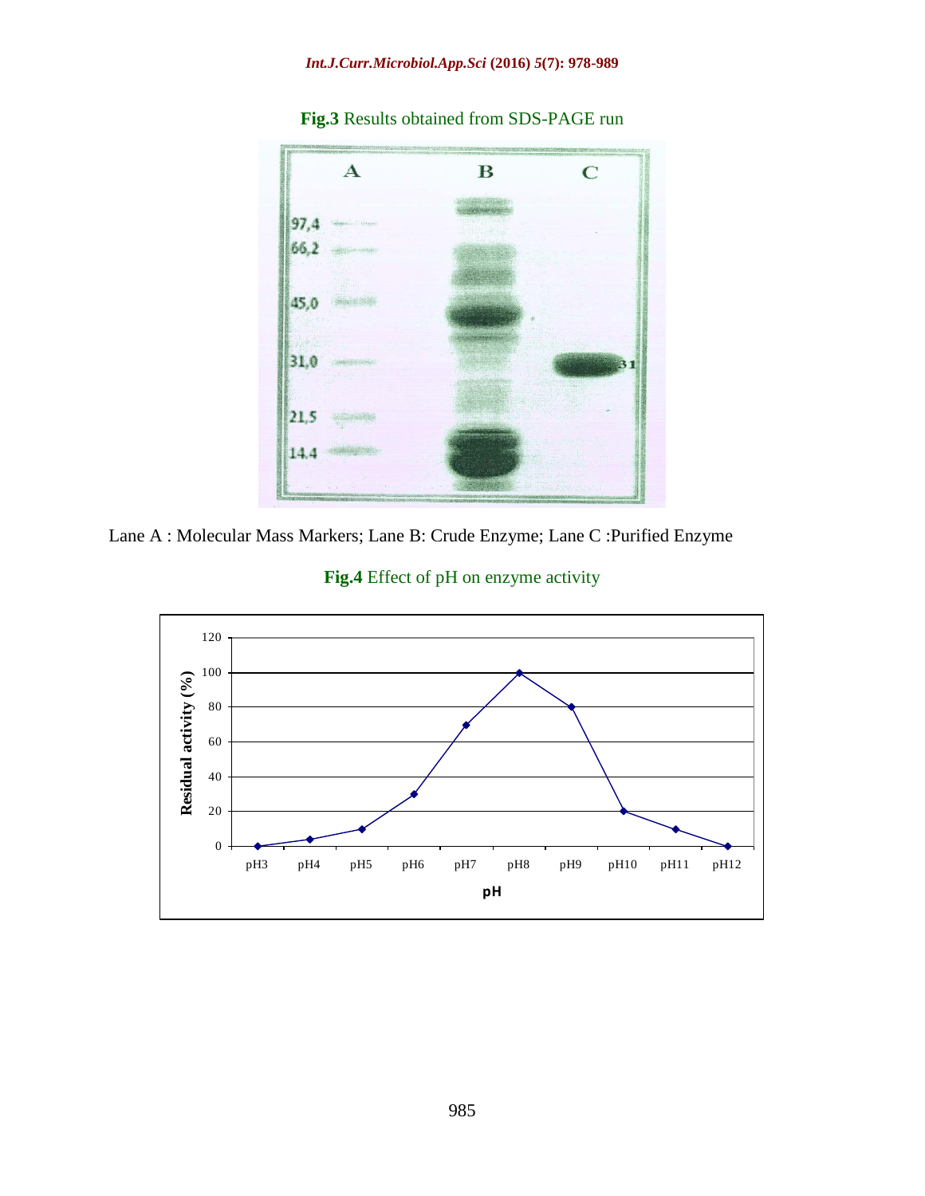**Fig.3** Results obtained from SDS-PAGE run

Lane A : Molecular Mass Markers; Lane B: Crude Enzyme; Lane C :Purified Enzyme

**Fig.4** Effect of pH on enzyme activity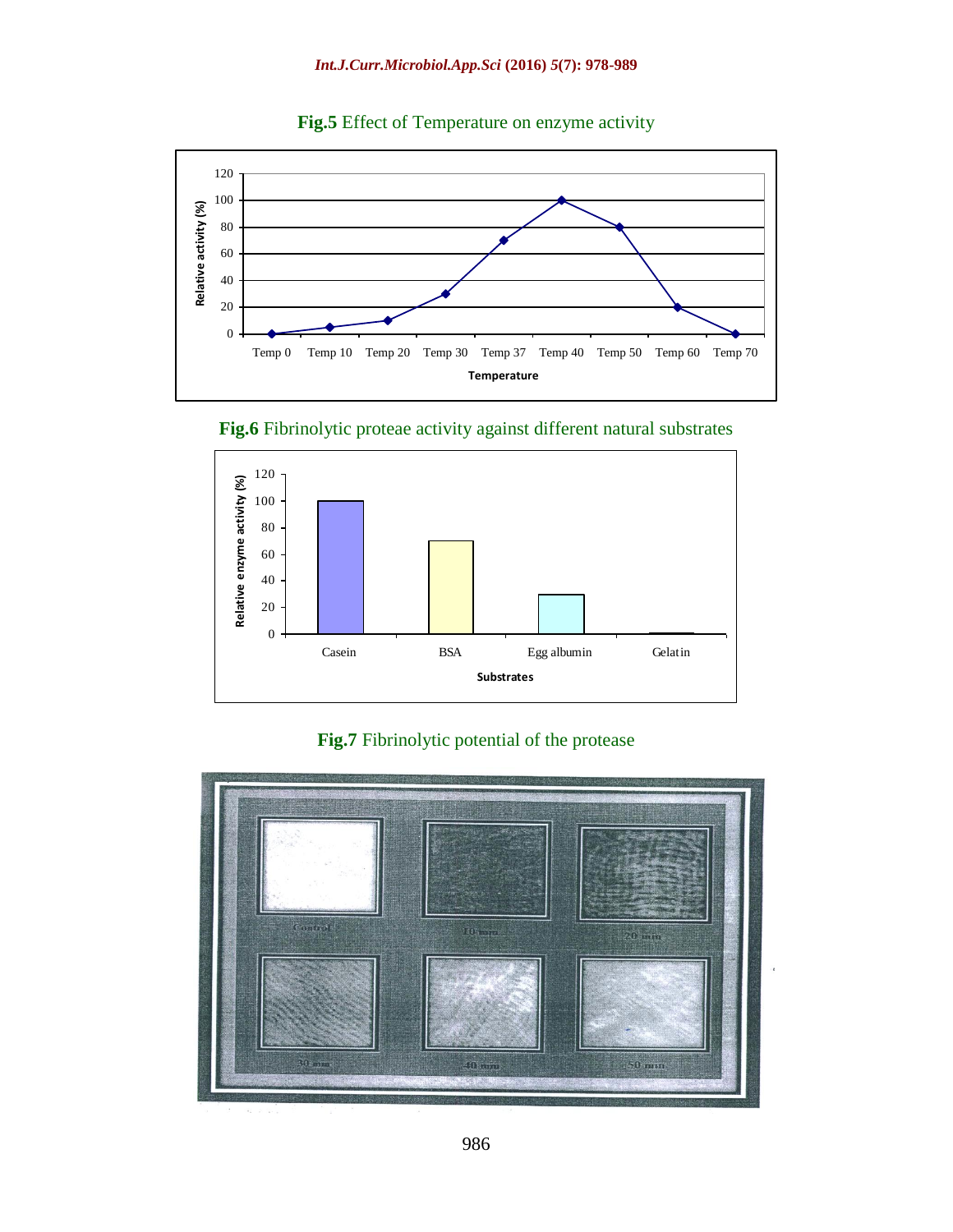**Fig.5** Effect of Temperature on enzyme activity

**Fig.6** Fibrinolytic proteae activity against different natural substrates

**Fig.7** Fibrinolytic potential of the protease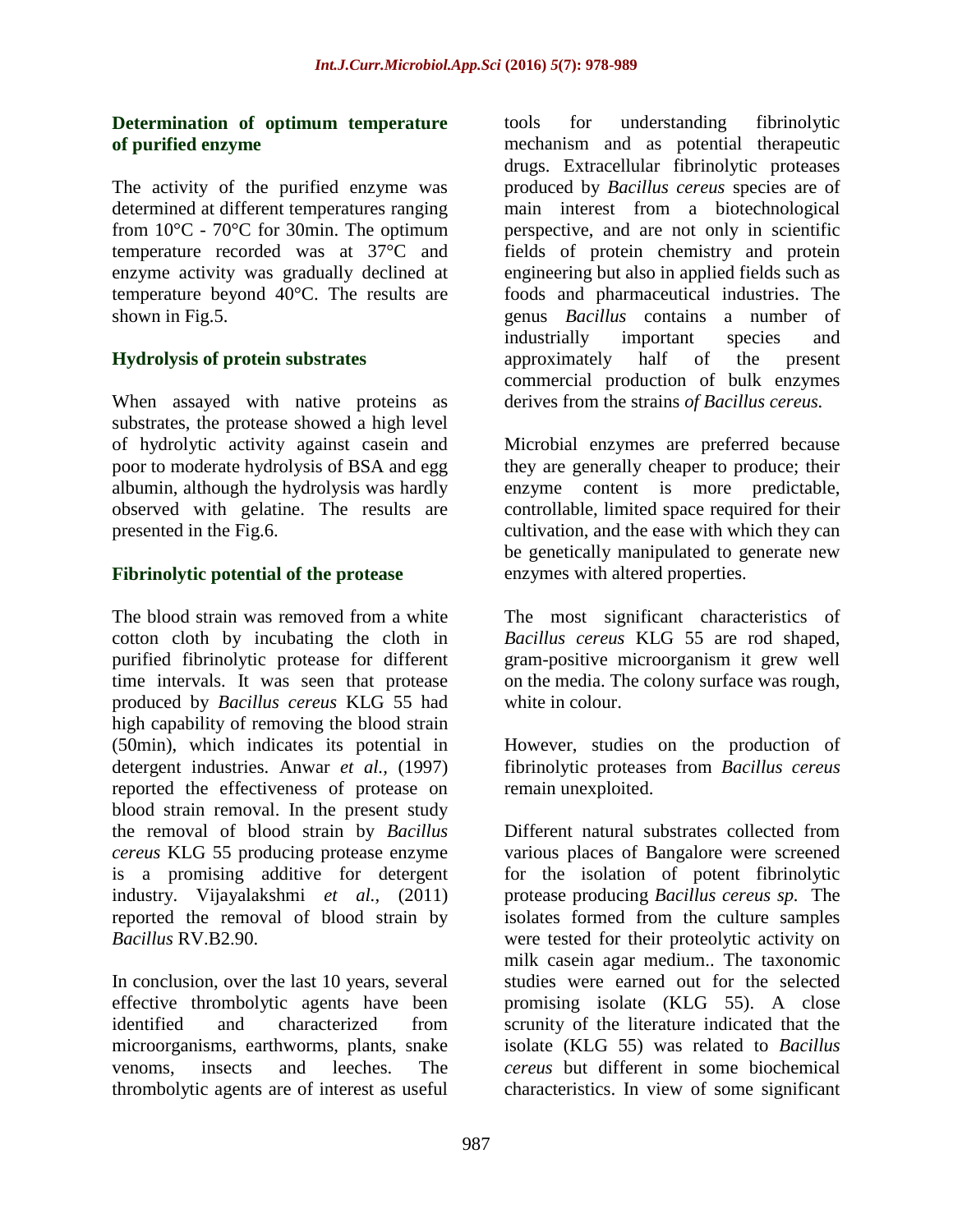### Determination of optimum temperature of purified enzyme

The activity of the purified enzyme was determined at different temperatures ranging from 10°C - 70°C for 30min. The optimum temperature recorded was at 37°C and enzyme activity was gradually declined at temperature beyond 40°C. The results are shown in Fig.5.

### Hydrolysis of protein substrates

When assayed with native proteins as substrates, the protease showed a high level of hydrolytic activity against casein and poor to moderate hydrolysis of BSA and egg albumin, although the hydrolysis was hardly observed with gelatine. The results are presented in the Fig.6.

### Fibrinolytic potential of the protease

The blood strain was removed from a white cotton cloth by incubating the cloth in purified fibrinolytic protease for different time intervals. It was seen that protease produced by *Bacillus cereus* KLG 55 had high capability of removing the blood strain (50min), which indicates its potential in detergent industries. Anwar *et al.,* (1997) reported the effectiveness of protease on blood strain removal. In the present study the removal of blood strain by *Bacillus cereus* KLG 55 producing protease enzyme is a promising additive for detergent industry. Vijayalakshmi *et al.,* (2011) reported the removal of blood strain by *Bacillus* RV.B2.90.

In conclusion, over the last 10 years, several effective thrombolytic agents have been identified and characterized from microorganisms, earthworms, plants, snake venoms, insects and leeches. The thrombolytic agents are of interest as useful tools for understanding fibrinolytic mechanism and as potential therapeutic drugs. Extracellular fibrinolytic proteases produced by *Bacillus cereus* species are of main interest from a biotechnological perspective, and are not only in scientific fields of protein chemistry and protein engineering but also in applied fields such as foods and pharmaceutical industries. The genus *Bacillus* contains a number of industrially important species and approximately half of the present commercial production of bulk enzymes derives from the strains *of Bacillus cereus.*

Microbial enzymes are preferred because they are generally cheaper to produce; their enzyme content is more predictable, controllable, limited space required for their cultivation, and the ease with which they can be genetically manipulated to generate new enzymes with altered properties.

The most significant characteristics of *Bacillus cereus* KLG 55 are rod shaped, gram-positive microorganism it grew well on the media. The colony surface was rough, white in colour.

However, studies on the production of fibrinolytic proteases from *Bacillus cereus* remain unexploited.

Different natural substrates collected from various places of Bangalore were screened for the isolation of potent fibrinolytic protease producing *Bacillus cereus sp.* The isolates formed from the culture samples were tested for their proteolytic activity on milk casein agar medium.. The taxonomic studies were earned out for the selected promising isolate (KLG 55). A close scrunity of the literature indicated that the isolate (KLG 55) was related to *Bacillus cereus* but different in some biochemical characteristics. In view of some significant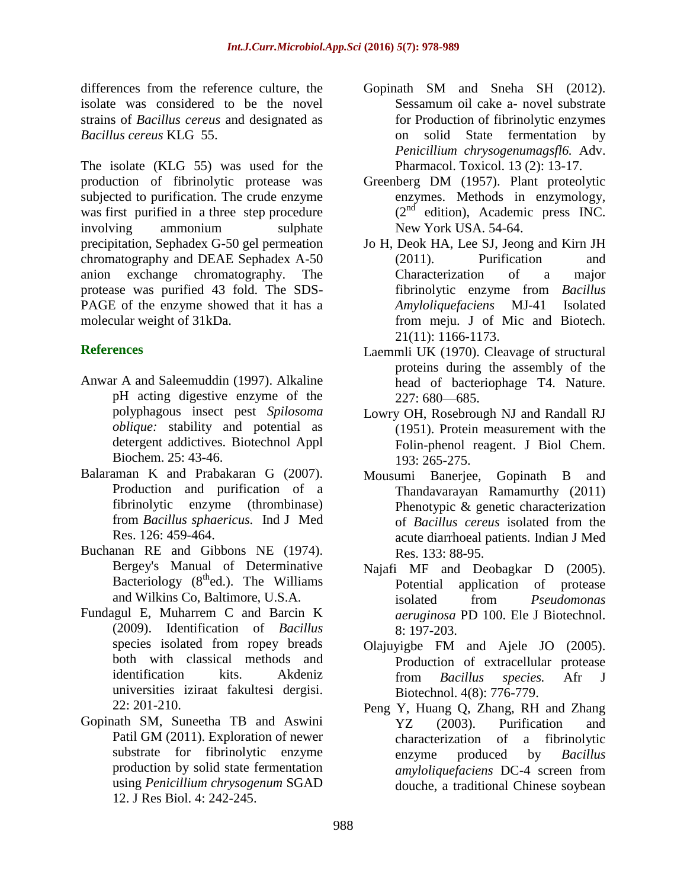differences from the reference culture, the isolate was considered to be the novel strains of *Bacillus cereus* and designated as *Bacillus cereus* KLG 55.

The isolate (KLG 55) was used for the production of fibrinolytic protease was subjected to purification. The crude enzyme was first purified in a three step procedure involving ammonium sulphate precipitation, Sephadex G-50 gel permeation chromatography and DEAE Sephadex A-50 anion exchange chromatography. The protease was purified 43 fold. The SDS-PAGE of the enzyme showed that it has a molecular weight of 31kDa.

## References

Anwar A and Saleemuddin (1997). Alkaline pH acting digestive enzyme of the polyphagous insect pest *Spilosoma oblique:* stability and potential as detergent addictives. Biotechnol Appl Biochem. 25: 43-46.

Balaraman K and Prabakaran G (2007). Production and purification of a fibrinolytic enzyme (thrombinase) from *Bacillus sphaericus.* Ind J Med Res. 126: 459-464.

Buchanan RE and Gibbons NE (1974). Bergey's Manual of Determinative Bacteriology (8th ed.). The Williams and Wilkins Co, Baltimore, U.S.A.

Fundagul E, Muharrem C and Barcin K (2009). Identification of *Bacillus* species isolated from ropey breads both with classical methods and identification kits. Akdeniz universities iziraat fakultesi dergisi. 22: 201-210.

Gopinath SM, Suneetha TB and Aswini Patil GM (2011). Exploration of newer substrate for fibrinolytic enzyme production by solid state fermentation using *Penicillium chrysogenum* SGAD 12. J Res Biol. 4: 242-245.

Gopinath SM and Sneha SH (2012). Sessamum oil cake a- novel substrate for Production of fibrinolytic enzymes on solid State fermentation by *Penicillium chrysogenumagsfl6.* Adv. Pharmacol. Toxicol. 13 (2): 13-17.

Greenberg DM (1957). Plant proteolytic enzymes. Methods in enzymology, (2nd edition), Academic press INC. New York USA. 54-64.

Jo H, Deok HA, Lee SJ, Jeong and Kirn JH (2011). Purification and Characterization of a major fibrinolytic enzyme from *Bacillus Amyloliquefaciens* MJ-41 Isolated from meju. J of Mic and Biotech. 21(11): 1166-1173.

Laemmli UK (1970). Cleavage of structural proteins during the assembly of the head of bacteriophage T4. Nature. 227: 680—685.

Lowry OH, Rosebrough NJ and Randall RJ (1951). Protein measurement with the Folin-phenol reagent. J Biol Chem. 193: 265-275.

Mousumi Banerjee, Gopinath B and Thandavarayan Ramamurthy (2011) Phenotypic & genetic characterization of *Bacillus cereus* isolated from the acute diarrhoeal patients. Indian J Med Res. 133: 88-95.

Najafi MF and Deobagkar D (2005). Potential application of protease isolated from *Pseudomonas aeruginosa* PD 100. Ele J Biotechnol. 8: 197-203.

Olajuyigbe FM and Ajele JO (2005). Production of extracellular protease from *Bacillus species.* Afr J Biotechnol. 4(8): 776-779.

Peng Y, Huang Q, Zhang, RH and Zhang YZ (2003). Purification and characterization of a fibrinolytic enzyme produced by *Bacillus amyloliquefaciens* DC-4 screen from douche, a traditional Chinese soybean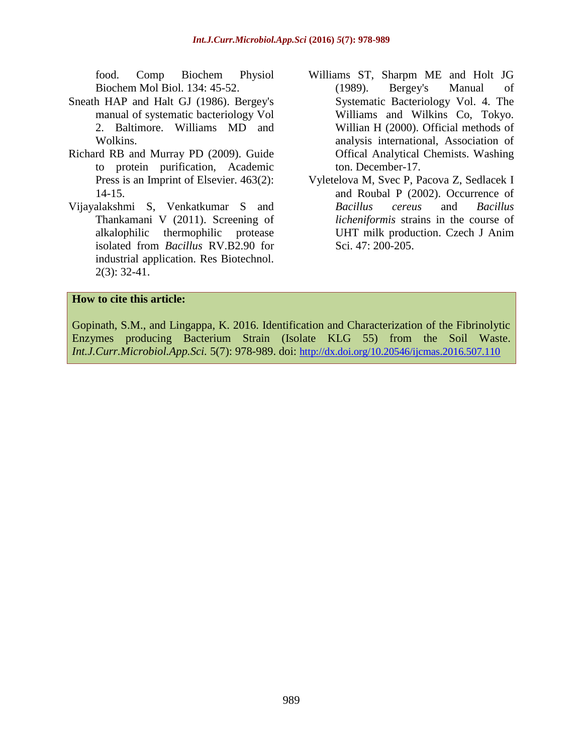food. Comp Biochem Physiol Biochem Mol Biol. 134: 45-52.

Sneath HAP and Halt GJ (1986). Bergey's manual of systematic bacteriology Vol 2. Baltimore. Williams MD and Wolkins.

Richard RB and Murray PD (2009). Guide to protein purification, Academic Press is an Imprint of Elsevier. 463(2): 14-15.

Vijayalakshmi S, Venkatkumar S and Thankamani V (2011). Screening of alkalophilic thermophilic protease isolated from *Bacillus* RV.B2.90 for industrial application. Res Biotechnol. 2(3): 32-41.

Williams ST, Sharpm ME and Holt JG (1989). Bergey's Manual of Systematic Bacteriology Vol. 4. The Williams and Wilkins Co, Tokyo.

Willian H (2000). Official methods of analysis international, Association of Offical Analytical Chemists. Washing ton. December-17.

Vyletelova M, Svec P, Pacova Z, Sedlacek I and Roubal P (2002). Occurrence of *Bacillus cereus* and *Bacillus licheniformis* strains in the course of UHT milk production. Czech J Anim Sci. 47: 200-205.

**How to cite this article:**

Gopinath, S.M., and Lingappa, K. 2016. Identification and Characterization of the Fibrinolytic Enzymes producing Bacterium Strain (Isolate KLG 55) from the Soil Waste. *Int.J.Curr.Microbiol.App.Sci.* 5(7): 978-989. doi: http://dx.doi.org/10.20546/ijcmas.2016.507.110